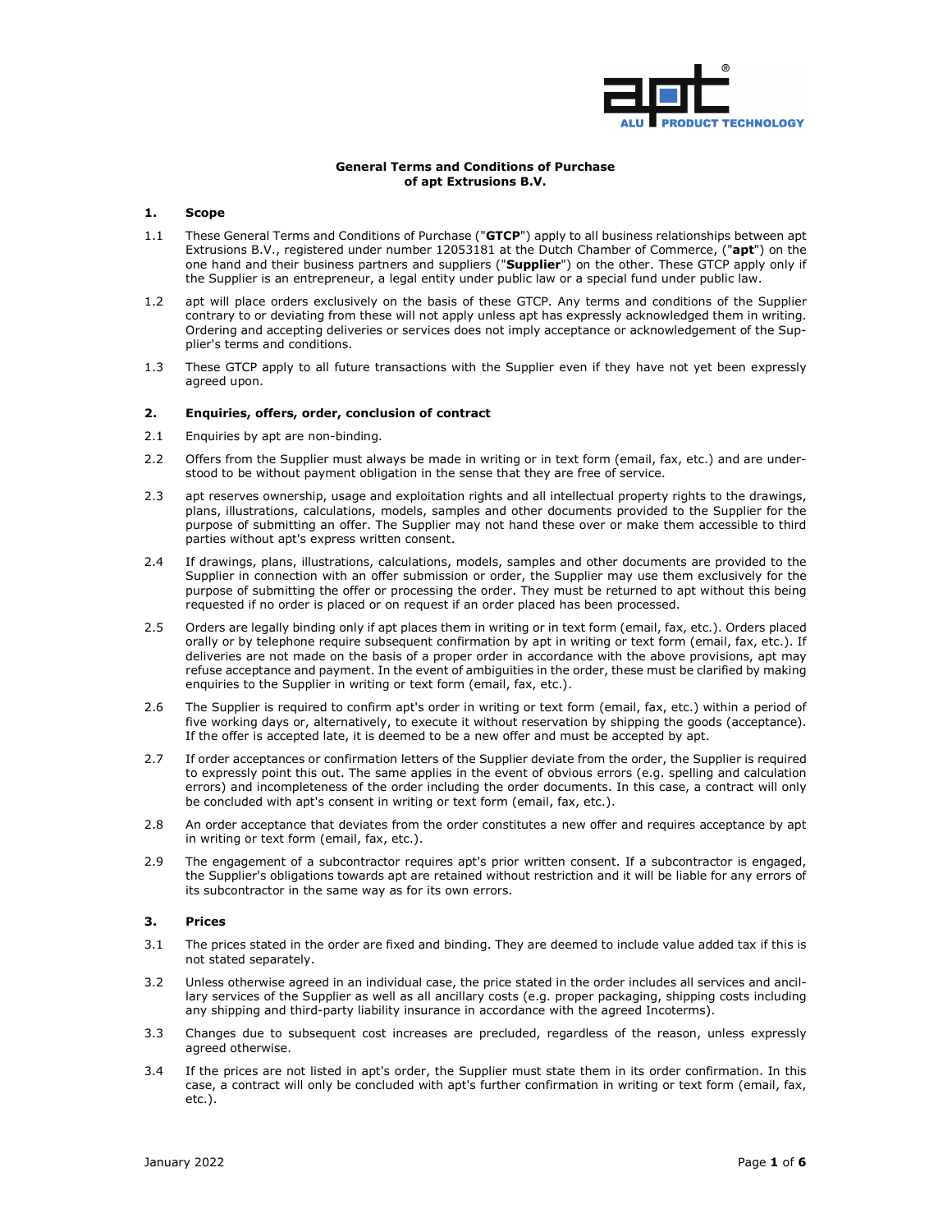**General Terms and Conditions of Purchase of apt Extrusions B.V.**

## 1. Scope

1.1 These General Terms and Conditions of Purchase ("**GTCP**") apply to all business relationships between apt Extrusions B.V., registered under number 12053181 at the Dutch Chamber of Commerce, ("**apt**") on the one hand and their business partners and suppliers ("**Supplier**") on the other. These GTCP apply only if the Supplier is an entrepreneur, a legal entity under public law or a special fund under public law.

1.2 apt will place orders exclusively on the basis of these GTCP. Any terms and conditions of the Supplier contrary to or deviating from these will not apply unless apt has expressly acknowledged them in writing. Ordering and accepting deliveries or services does not imply acceptance or acknowledgement of the Supplier's terms and conditions.

1.3 These GTCP apply to all future transactions with the Supplier even if they have not yet been expressly agreed upon.

## 2. Enquiries, offers, order, conclusion of contract

2.1 Enquiries by apt are non-binding.

2.2 Offers from the Supplier must always be made in writing or in text form (email, fax, etc.) and are understood to be without payment obligation in the sense that they are free of service.

2.3 apt reserves ownership, usage and exploitation rights and all intellectual property rights to the drawings, plans, illustrations, calculations, models, samples and other documents provided to the Supplier for the purpose of submitting an offer. The Supplier may not hand these over or make them accessible to third parties without apt's express written consent.

2.4 If drawings, plans, illustrations, calculations, models, samples and other documents are provided to the Supplier in connection with an offer submission or order, the Supplier may use them exclusively for the purpose of submitting the offer or processing the order. They must be returned to apt without this being requested if no order is placed or on request if an order placed has been processed.

2.5 Orders are legally binding only if apt places them in writing or in text form (email, fax, etc.). Orders placed orally or by telephone require subsequent confirmation by apt in writing or text form (email, fax, etc.). If deliveries are not made on the basis of a proper order in accordance with the above provisions, apt may refuse acceptance and payment. In the event of ambiguities in the order, these must be clarified by making enquiries to the Supplier in writing or text form (email, fax, etc.).

2.6 The Supplier is required to confirm apt's order in writing or text form (email, fax, etc.) within a period of five working days or, alternatively, to execute it without reservation by shipping the goods (acceptance). If the offer is accepted late, it is deemed to be a new offer and must be accepted by apt.

2.7 If order acceptances or confirmation letters of the Supplier deviate from the order, the Supplier is required to expressly point this out. The same applies in the event of obvious errors (e.g. spelling and calculation errors) and incompleteness of the order including the order documents. In this case, a contract will only be concluded with apt's consent in writing or text form (email, fax, etc.).

2.8 An order acceptance that deviates from the order constitutes a new offer and requires acceptance by apt in writing or text form (email, fax, etc.).

2.9 The engagement of a subcontractor requires apt's prior written consent. If a subcontractor is engaged, the Supplier's obligations towards apt are retained without restriction and it will be liable for any errors of its subcontractor in the same way as for its own errors.

## 3. Prices

3.1 The prices stated in the order are fixed and binding. They are deemed to include value added tax if this is not stated separately.

3.2 Unless otherwise agreed in an individual case, the price stated in the order includes all services and ancillary services of the Supplier as well as all ancillary costs (e.g. proper packaging, shipping costs including any shipping and third-party liability insurance in accordance with the agreed Incoterms).

3.3 Changes due to subsequent cost increases are precluded, regardless of the reason, unless expressly agreed otherwise.

3.4 If the prices are not listed in apt's order, the Supplier must state them in its order confirmation. In this case, a contract will only be concluded with apt's further confirmation in writing or text form (email, fax, etc.).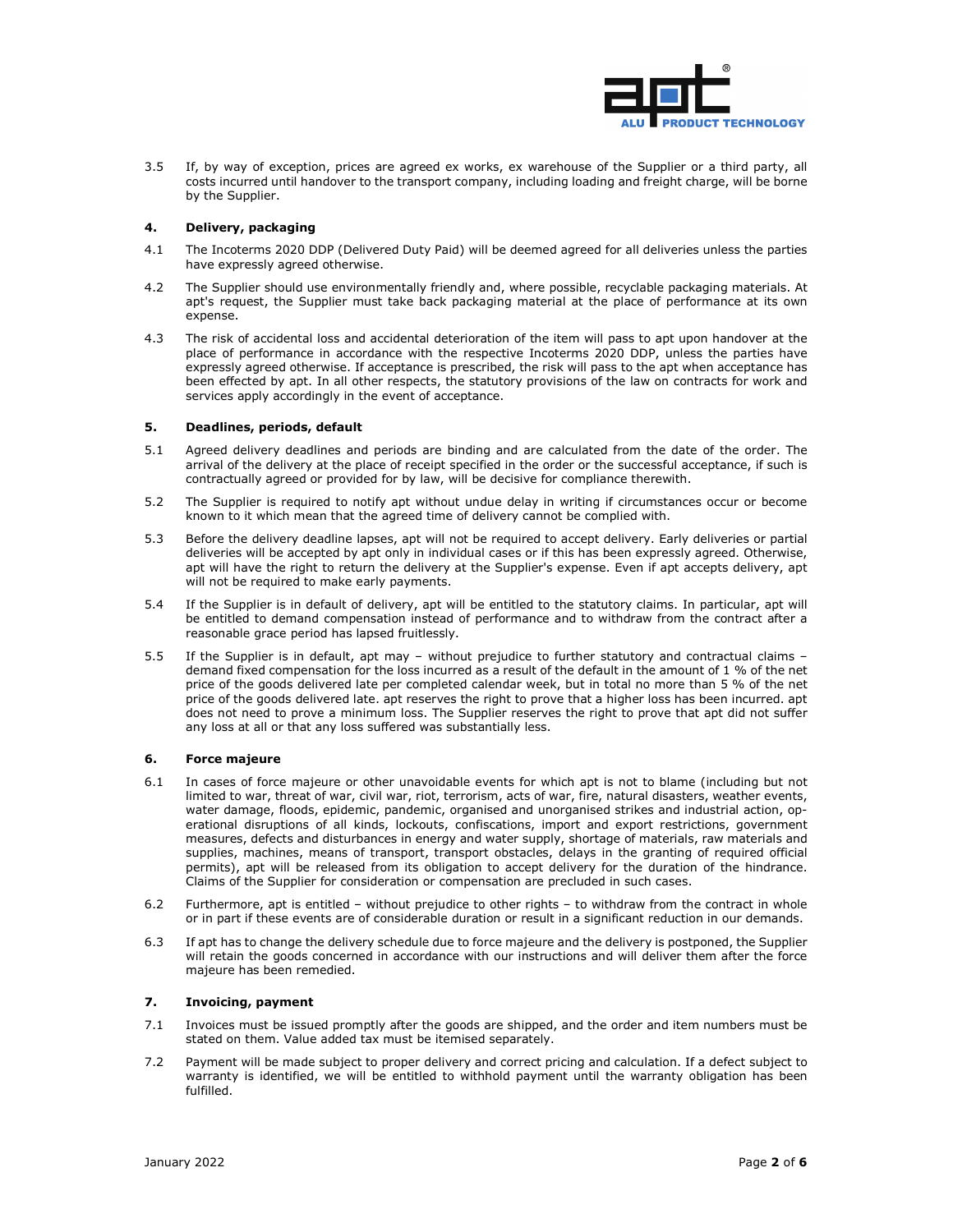3.5 If, by way of exception, prices are agreed ex works, ex warehouse of the Supplier or a third party, all costs incurred until handover to the transport company, including loading and freight charge, will be borne by the Supplier.

## 4. Delivery, packaging

4.1 The Incoterms 2020 DDP (Delivered Duty Paid) will be deemed agreed for all deliveries unless the parties have expressly agreed otherwise.

4.2 The Supplier should use environmentally friendly and, where possible, recyclable packaging materials. At apt's request, the Supplier must take back packaging material at the place of performance at its own expense.

4.3 The risk of accidental loss and accidental deterioration of the item will pass to apt upon handover at the place of performance in accordance with the respective Incoterms 2020 DDP, unless the parties have expressly agreed otherwise. If acceptance is prescribed, the risk will pass to the apt when acceptance has been effected by apt. In all other respects, the statutory provisions of the law on contracts for work and services apply accordingly in the event of acceptance.

## 5. Deadlines, periods, default

5.1 Agreed delivery deadlines and periods are binding and are calculated from the date of the order. The arrival of the delivery at the place of receipt specified in the order or the successful acceptance, if such is contractually agreed or provided for by law, will be decisive for compliance therewith.

5.2 The Supplier is required to notify apt without undue delay in writing if circumstances occur or become known to it which mean that the agreed time of delivery cannot be complied with.

5.3 Before the delivery deadline lapses, apt will not be required to accept delivery. Early deliveries or partial deliveries will be accepted by apt only in individual cases or if this has been expressly agreed. Otherwise, apt will have the right to return the delivery at the Supplier's expense. Even if apt accepts delivery, apt will not be required to make early payments.

5.4 If the Supplier is in default of delivery, apt will be entitled to the statutory claims. In particular, apt will be entitled to demand compensation instead of performance and to withdraw from the contract after a reasonable grace period has lapsed fruitlessly.

5.5 If the Supplier is in default, apt may – without prejudice to further statutory and contractual claims – demand fixed compensation for the loss incurred as a result of the default in the amount of 1 % of the net price of the goods delivered late per completed calendar week, but in total no more than 5 % of the net price of the goods delivered late. apt reserves the right to prove that a higher loss has been incurred. apt does not need to prove a minimum loss. The Supplier reserves the right to prove that apt did not suffer any loss at all or that any loss suffered was substantially less.

## 6. Force majeure

6.1 In cases of force majeure or other unavoidable events for which apt is not to blame (including but not limited to war, threat of war, civil war, riot, terrorism, acts of war, fire, natural disasters, weather events, water damage, floods, epidemic, pandemic, organised and unorganised strikes and industrial action, operational disruptions of all kinds, lockouts, confiscations, import and export restrictions, government measures, defects and disturbances in energy and water supply, shortage of materials, raw materials and supplies, machines, means of transport, transport obstacles, delays in the granting of required official permits), apt will be released from its obligation to accept delivery for the duration of the hindrance. Claims of the Supplier for consideration or compensation are precluded in such cases.

6.2 Furthermore, apt is entitled – without prejudice to other rights – to withdraw from the contract in whole or in part if these events are of considerable duration or result in a significant reduction in our demands.

6.3 If apt has to change the delivery schedule due to force majeure and the delivery is postponed, the Supplier will retain the goods concerned in accordance with our instructions and will deliver them after the force majeure has been remedied.

## 7. Invoicing, payment

7.1 Invoices must be issued promptly after the goods are shipped, and the order and item numbers must be stated on them. Value added tax must be itemised separately.

7.2 Payment will be made subject to proper delivery and correct pricing and calculation. If a defect subject to warranty is identified, we will be entitled to withhold payment until the warranty obligation has been fulfilled.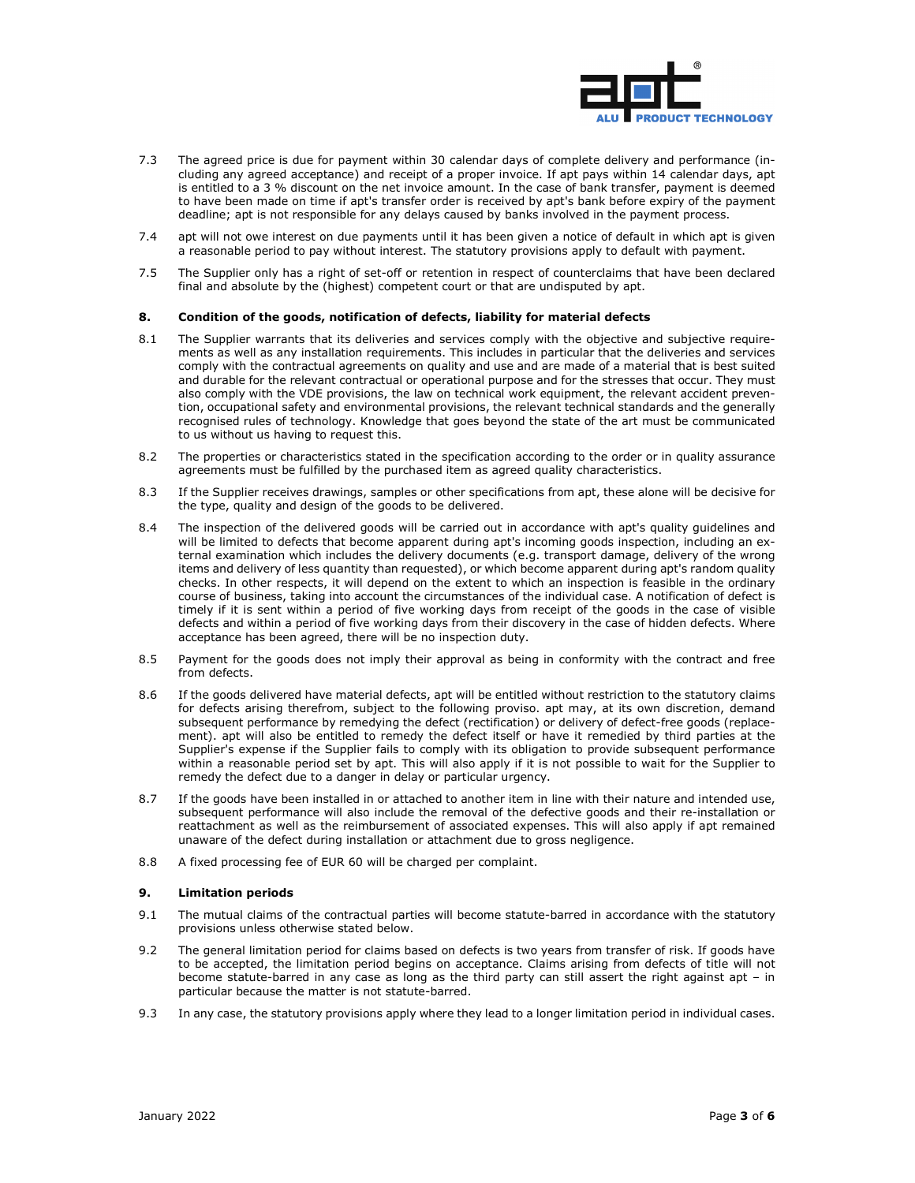7.3 The agreed price is due for payment within 30 calendar days of complete delivery and performance (including any agreed acceptance) and receipt of a proper invoice. If apt pays within 14 calendar days, apt is entitled to a 3 % discount on the net invoice amount. In the case of bank transfer, payment is deemed to have been made on time if apt's transfer order is received by apt's bank before expiry of the payment deadline; apt is not responsible for any delays caused by banks involved in the payment process.

7.4 apt will not owe interest on due payments until it has been given a notice of default in which apt is given a reasonable period to pay without interest. The statutory provisions apply to default with payment.

7.5 The Supplier only has a right of set-off or retention in respect of counterclaims that have been declared final and absolute by the (highest) competent court or that are undisputed by apt.

## 8. Condition of the goods, notification of defects, liability for material defects

8.1 The Supplier warrants that its deliveries and services comply with the objective and subjective requirements as well as any installation requirements. This includes in particular that the deliveries and services comply with the contractual agreements on quality and use and are made of a material that is best suited and durable for the relevant contractual or operational purpose and for the stresses that occur. They must also comply with the VDE provisions, the law on technical work equipment, the relevant accident prevention, occupational safety and environmental provisions, the relevant technical standards and the generally recognised rules of technology. Knowledge that goes beyond the state of the art must be communicated to us without us having to request this.

8.2 The properties or characteristics stated in the specification according to the order or in quality assurance agreements must be fulfilled by the purchased item as agreed quality characteristics.

8.3 If the Supplier receives drawings, samples or other specifications from apt, these alone will be decisive for the type, quality and design of the goods to be delivered.

8.4 The inspection of the delivered goods will be carried out in accordance with apt's quality guidelines and will be limited to defects that become apparent during apt's incoming goods inspection, including an external examination which includes the delivery documents (e.g. transport damage, delivery of the wrong items and delivery of less quantity than requested), or which become apparent during apt's random quality checks. In other respects, it will depend on the extent to which an inspection is feasible in the ordinary course of business, taking into account the circumstances of the individual case. A notification of defect is timely if it is sent within a period of five working days from receipt of the goods in the case of visible defects and within a period of five working days from their discovery in the case of hidden defects. Where acceptance has been agreed, there will be no inspection duty.

8.5 Payment for the goods does not imply their approval as being in conformity with the contract and free from defects.

8.6 If the goods delivered have material defects, apt will be entitled without restriction to the statutory claims for defects arising therefrom, subject to the following proviso. apt may, at its own discretion, demand subsequent performance by remedying the defect (rectification) or delivery of defect-free goods (replacement). apt will also be entitled to remedy the defect itself or have it remedied by third parties at the Supplier's expense if the Supplier fails to comply with its obligation to provide subsequent performance within a reasonable period set by apt. This will also apply if it is not possible to wait for the Supplier to remedy the defect due to a danger in delay or particular urgency.

8.7 If the goods have been installed in or attached to another item in line with their nature and intended use, subsequent performance will also include the removal of the defective goods and their re-installation or reattachment as well as the reimbursement of associated expenses. This will also apply if apt remained unaware of the defect during installation or attachment due to gross negligence.

8.8 A fixed processing fee of EUR 60 will be charged per complaint.

## 9. Limitation periods

9.1 The mutual claims of the contractual parties will become statute-barred in accordance with the statutory provisions unless otherwise stated below.

9.2 The general limitation period for claims based on defects is two years from transfer of risk. If goods have to be accepted, the limitation period begins on acceptance. Claims arising from defects of title will not become statute-barred in any case as long as the third party can still assert the right against apt – in particular because the matter is not statute-barred.

9.3 In any case, the statutory provisions apply where they lead to a longer limitation period in individual cases.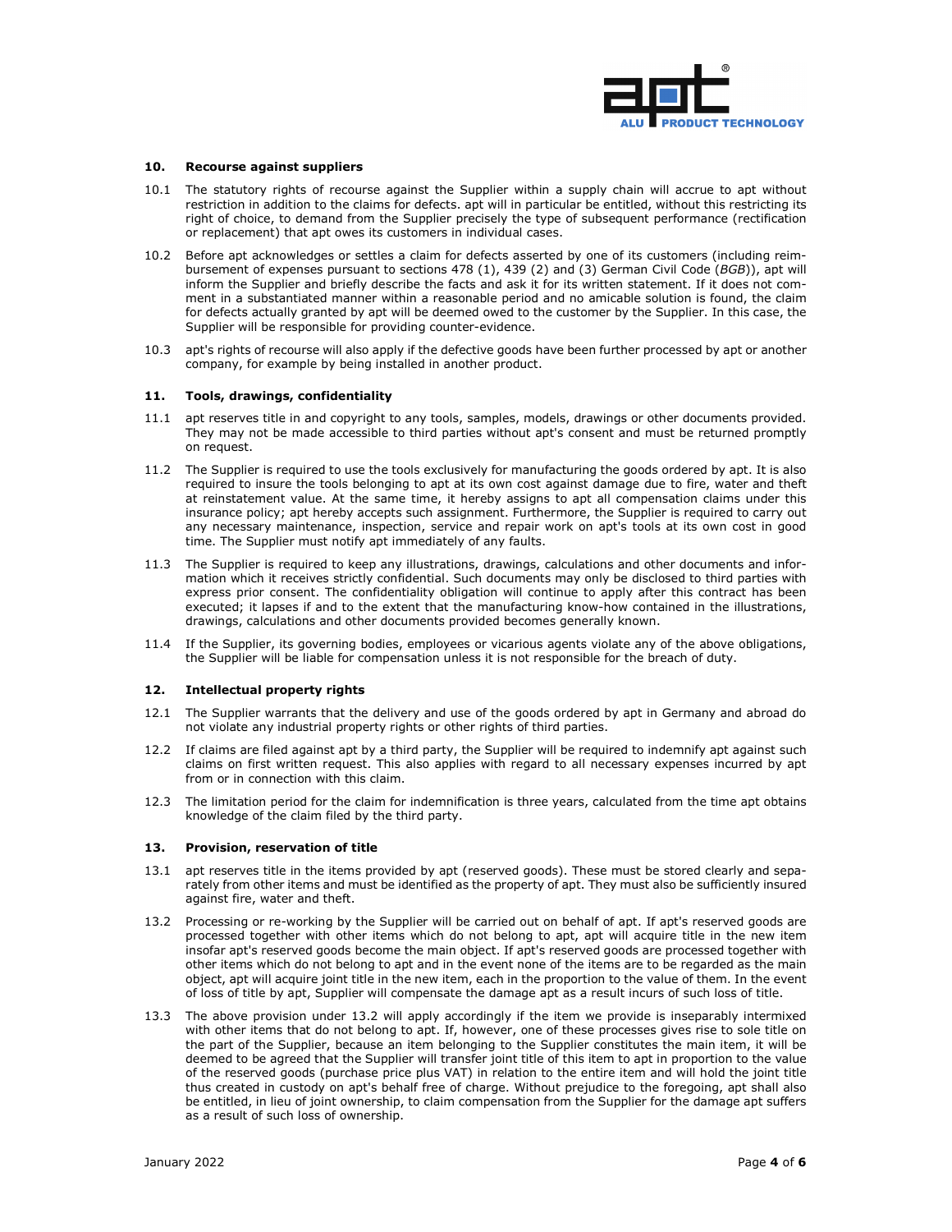## 10. Recourse against suppliers

10.1 The statutory rights of recourse against the Supplier within a supply chain will accrue to apt without restriction in addition to the claims for defects. apt will in particular be entitled, without this restricting its right of choice, to demand from the Supplier precisely the type of subsequent performance (rectification or replacement) that apt owes its customers in individual cases.

10.2 Before apt acknowledges or settles a claim for defects asserted by one of its customers (including reimbursement of expenses pursuant to sections 478 (1), 439 (2) and (3) German Civil Code (*BGB*)), apt will inform the Supplier and briefly describe the facts and ask it for its written statement. If it does not comment in a substantiated manner within a reasonable period and no amicable solution is found, the claim for defects actually granted by apt will be deemed owed to the customer by the Supplier. In this case, the Supplier will be responsible for providing counter-evidence.

10.3 apt's rights of recourse will also apply if the defective goods have been further processed by apt or another company, for example by being installed in another product.

## 11. Tools, drawings, confidentiality

11.1 apt reserves title in and copyright to any tools, samples, models, drawings or other documents provided. They may not be made accessible to third parties without apt's consent and must be returned promptly on request.

11.2 The Supplier is required to use the tools exclusively for manufacturing the goods ordered by apt. It is also required to insure the tools belonging to apt at its own cost against damage due to fire, water and theft at reinstatement value. At the same time, it hereby assigns to apt all compensation claims under this insurance policy; apt hereby accepts such assignment. Furthermore, the Supplier is required to carry out any necessary maintenance, inspection, service and repair work on apt's tools at its own cost in good time. The Supplier must notify apt immediately of any faults.

11.3 The Supplier is required to keep any illustrations, drawings, calculations and other documents and information which it receives strictly confidential. Such documents may only be disclosed to third parties with express prior consent. The confidentiality obligation will continue to apply after this contract has been executed; it lapses if and to the extent that the manufacturing know-how contained in the illustrations, drawings, calculations and other documents provided becomes generally known.

11.4 If the Supplier, its governing bodies, employees or vicarious agents violate any of the above obligations, the Supplier will be liable for compensation unless it is not responsible for the breach of duty.

## 12. Intellectual property rights

12.1 The Supplier warrants that the delivery and use of the goods ordered by apt in Germany and abroad do not violate any industrial property rights or other rights of third parties.

12.2 If claims are filed against apt by a third party, the Supplier will be required to indemnify apt against such claims on first written request. This also applies with regard to all necessary expenses incurred by apt from or in connection with this claim.

12.3 The limitation period for the claim for indemnification is three years, calculated from the time apt obtains knowledge of the claim filed by the third party.

## 13. Provision, reservation of title

13.1 apt reserves title in the items provided by apt (reserved goods). These must be stored clearly and separately from other items and must be identified as the property of apt. They must also be sufficiently insured against fire, water and theft.

13.2 Processing or re-working by the Supplier will be carried out on behalf of apt. If apt's reserved goods are processed together with other items which do not belong to apt, apt will acquire title in the new item insofar apt's reserved goods become the main object. If apt's reserved goods are processed together with other items which do not belong to apt and in the event none of the items are to be regarded as the main object, apt will acquire joint title in the new item, each in the proportion to the value of them. In the event of loss of title by apt, Supplier will compensate the damage apt as a result incurs of such loss of title.

13.3 The above provision under 13.2 will apply accordingly if the item we provide is inseparably intermixed with other items that do not belong to apt. If, however, one of these processes gives rise to sole title on the part of the Supplier, because an item belonging to the Supplier constitutes the main item, it will be deemed to be agreed that the Supplier will transfer joint title of this item to apt in proportion to the value of the reserved goods (purchase price plus VAT) in relation to the entire item and will hold the joint title thus created in custody on apt's behalf free of charge. Without prejudice to the foregoing, apt shall also be entitled, in lieu of joint ownership, to claim compensation from the Supplier for the damage apt suffers as a result of such loss of ownership.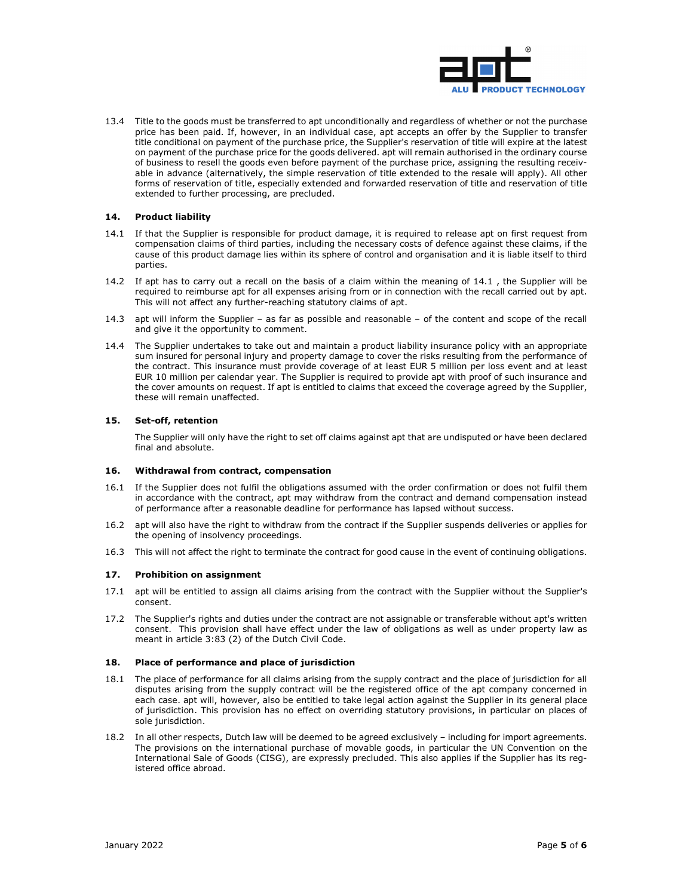13.4 Title to the goods must be transferred to apt unconditionally and regardless of whether or not the purchase price has been paid. If, however, in an individual case, apt accepts an offer by the Supplier to transfer title conditional on payment of the purchase price, the Supplier's reservation of title will expire at the latest on payment of the purchase price for the goods delivered. apt will remain authorised in the ordinary course of business to resell the goods even before payment of the purchase price, assigning the resulting receivable in advance (alternatively, the simple reservation of title extended to the resale will apply). All other forms of reservation of title, especially extended and forwarded reservation of title and reservation of title extended to further processing, are precluded.

## 14. Product liability

14.1 If that the Supplier is responsible for product damage, it is required to release apt on first request from compensation claims of third parties, including the necessary costs of defence against these claims, if the cause of this product damage lies within its sphere of control and organisation and it is liable itself to third parties.

14.2 If apt has to carry out a recall on the basis of a claim within the meaning of 14.1 , the Supplier will be required to reimburse apt for all expenses arising from or in connection with the recall carried out by apt. This will not affect any further-reaching statutory claims of apt.

14.3 apt will inform the Supplier – as far as possible and reasonable – of the content and scope of the recall and give it the opportunity to comment.

14.4 The Supplier undertakes to take out and maintain a product liability insurance policy with an appropriate sum insured for personal injury and property damage to cover the risks resulting from the performance of the contract. This insurance must provide coverage of at least EUR 5 million per loss event and at least EUR 10 million per calendar year. The Supplier is required to provide apt with proof of such insurance and the cover amounts on request. If apt is entitled to claims that exceed the coverage agreed by the Supplier, these will remain unaffected.

## 15. Set-off, retention

The Supplier will only have the right to set off claims against apt that are undisputed or have been declared final and absolute.

## 16. Withdrawal from contract, compensation

16.1 If the Supplier does not fulfil the obligations assumed with the order confirmation or does not fulfil them in accordance with the contract, apt may withdraw from the contract and demand compensation instead of performance after a reasonable deadline for performance has lapsed without success.

16.2 apt will also have the right to withdraw from the contract if the Supplier suspends deliveries or applies for the opening of insolvency proceedings.

16.3 This will not affect the right to terminate the contract for good cause in the event of continuing obligations.

## 17. Prohibition on assignment

17.1 apt will be entitled to assign all claims arising from the contract with the Supplier without the Supplier's consent.

17.2 The Supplier's rights and duties under the contract are not assignable or transferable without apt's written consent. This provision shall have effect under the law of obligations as well as under property law as meant in article 3:83 (2) of the Dutch Civil Code.

## 18. Place of performance and place of jurisdiction

18.1 The place of performance for all claims arising from the supply contract and the place of jurisdiction for all disputes arising from the supply contract will be the registered office of the apt company concerned in each case. apt will, however, also be entitled to take legal action against the Supplier in its general place of jurisdiction. This provision has no effect on overriding statutory provisions, in particular on places of sole jurisdiction.

18.2 In all other respects, Dutch law will be deemed to be agreed exclusively – including for import agreements. The provisions on the international purchase of movable goods, in particular the UN Convention on the International Sale of Goods (CISG), are expressly precluded. This also applies if the Supplier has its registered office abroad.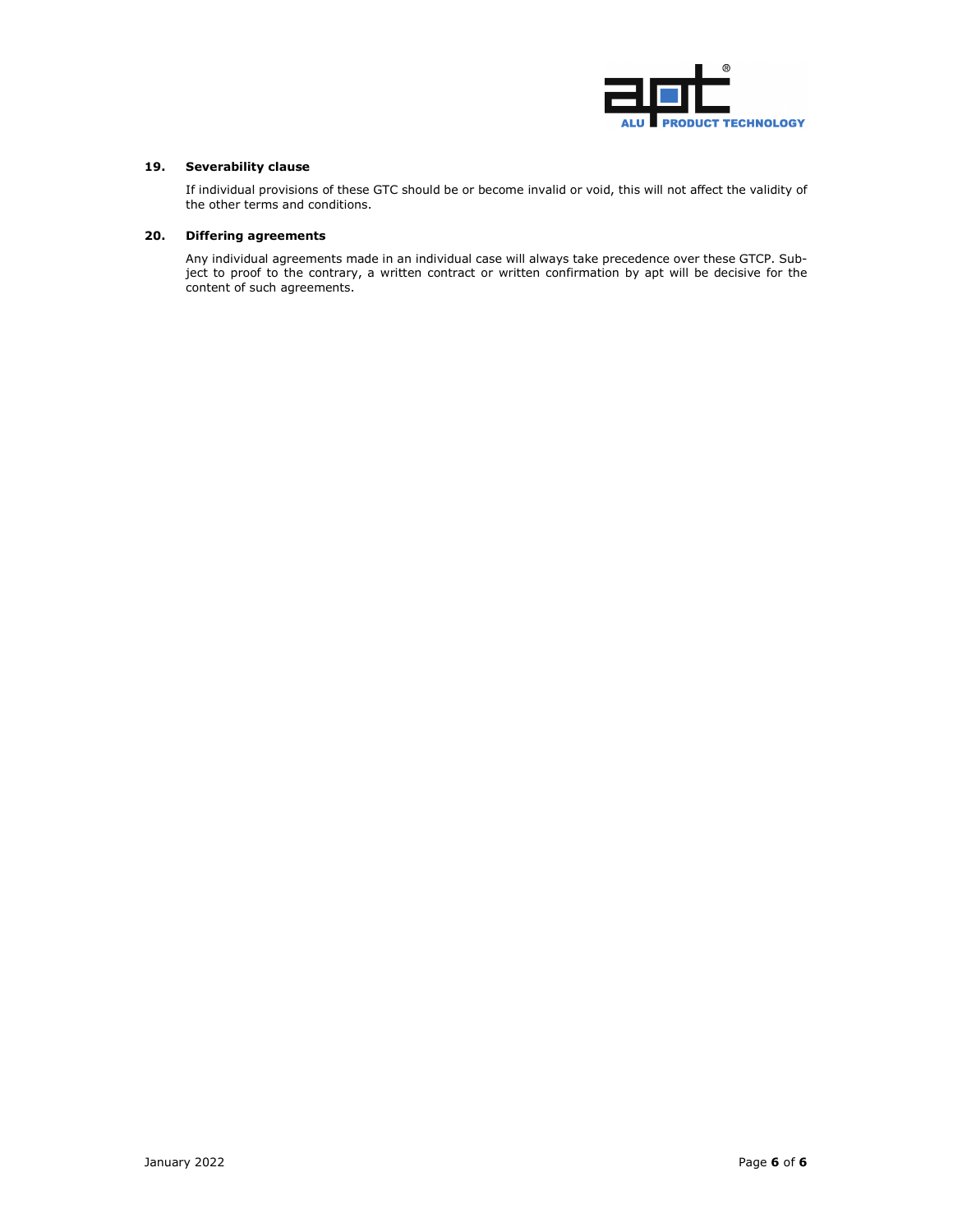## 19. Severability clause

If individual provisions of these GTC should be or become invalid or void, this will not affect the validity of the other terms and conditions.

## 20. Differing agreements

Any individual agreements made in an individual case will always take precedence over these GTCP. Subject to proof to the contrary, a written contract or written confirmation by apt will be decisive for the content of such agreements.